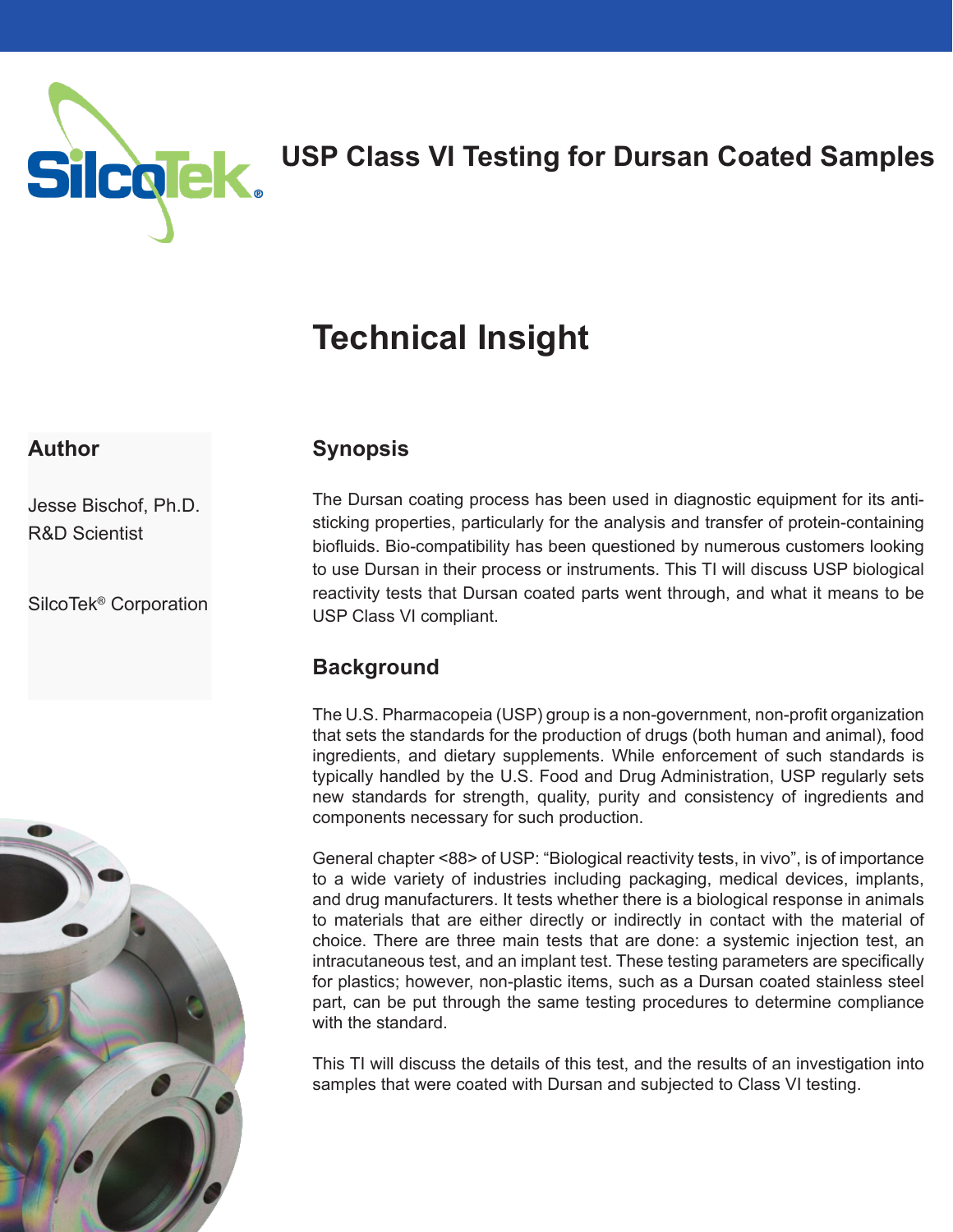# USP Class VI Testing for Dursan Coated Samples

## Technical Insight

### Author

Jesse Bischof, Ph.D.
R&D Scientist

SilcoTek® Corporation

### Synopsis

The Dursan coating process has been used in diagnostic equipment for its anti-sticking properties, particularly for the analysis and transfer of protein-containing biofluids. Bio-compatibility has been questioned by numerous customers looking to use Dursan in their process or instruments. This TI will discuss USP biological reactivity tests that Dursan coated parts went through, and what it means to be USP Class VI compliant.

### Background

The U.S. Pharmacopeia (USP) group is a non-government, non-profit organization that sets the standards for the production of drugs (both human and animal), food ingredients, and dietary supplements. While enforcement of such standards is typically handled by the U.S. Food and Drug Administration, USP regularly sets new standards for strength, quality, purity and consistency of ingredients and components necessary for such production.

General chapter <88> of USP: "Biological reactivity tests, in vivo", is of importance to a wide variety of industries including packaging, medical devices, implants, and drug manufacturers. It tests whether there is a biological response in animals to materials that are either directly or indirectly in contact with the material of choice. There are three main tests that are done: a systemic injection test, an intracutaneous test, and an implant test. These testing parameters are specifically for plastics; however, non-plastic items, such as a Dursan coated stainless steel part, can be put through the same testing procedures to determine compliance with the standard.

This TI will discuss the details of this test, and the results of an investigation into samples that were coated with Dursan and subjected to Class VI testing.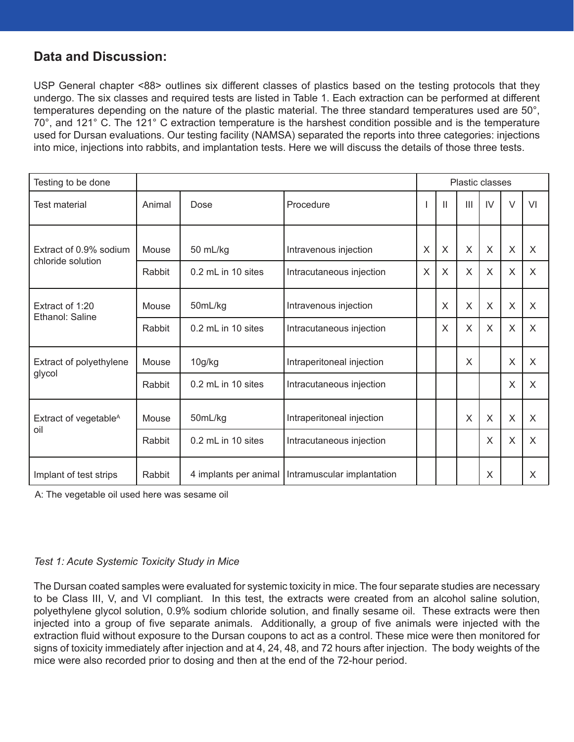## Data and Discussion:

USP General chapter <88> outlines six different classes of plastics based on the testing protocols that they undergo. The six classes and required tests are listed in Table 1. Each extraction can be performed at different temperatures depending on the nature of the plastic material. The three standard temperatures used are 50°, 70°, and 121° C. The 121° C extraction temperature is the harshest condition possible and is the temperature used for Dursan evaluations. Our testing facility (NAMSA) separated the reports into three categories: injections into mice, injections into rabbits, and implantation tests. Here we will discuss the details of those three tests.

| Testing to be done | | | | Plastic classes | | | | | |
|---|---|---|---|---|---|---|---|---|---|
| Test material | Animal | Dose | Procedure | I | II | III | IV | V | VI |
| Extract of 0.9% sodium chloride solution | Mouse | 50 mL/kg | Intravenous injection | X | X | X | X | X | X |
| | Rabbit | 0.2 mL in 10 sites | Intracutaneous injection | X | X | X | X | X | X |
| Extract of 1:20 Ethanol: Saline | Mouse | 50mL/kg | Intravenous injection | | X | X | X | X | X |
| | Rabbit | 0.2 mL in 10 sites | Intracutaneous injection | | X | X | X | X | X |
| Extract of polyethylene glycol | Mouse | 10g/kg | Intraperitoneal injection | | | X | | X | X |
| | Rabbit | 0.2 mL in 10 sites | Intracutaneous injection | | | | | X | X |
| Extract of vegetable[A] oil | Mouse | 50mL/kg | Intraperitoneal injection | | | X | X | X | X |
| | Rabbit | 0.2 mL in 10 sites | Intracutaneous injection | | | | X | X | X |
| Implant of test strips | Rabbit | 4 implants per animal | Intramuscular implantation | | | | X | | X |

A: The vegetable oil used here was sesame oil

*Test 1: Acute Systemic Toxicity Study in Mice*

The Dursan coated samples were evaluated for systemic toxicity in mice. The four separate studies are necessary to be Class III, V, and VI compliant. In this test, the extracts were created from an alcohol saline solution, polyethylene glycol solution, 0.9% sodium chloride solution, and finally sesame oil. These extracts were then injected into a group of five separate animals. Additionally, a group of five animals were injected with the extraction fluid without exposure to the Dursan coupons to act as a control. These mice were then monitored for signs of toxicity immediately after injection and at 4, 24, 48, and 72 hours after injection. The body weights of the mice were also recorded prior to dosing and then at the end of the 72-hour period.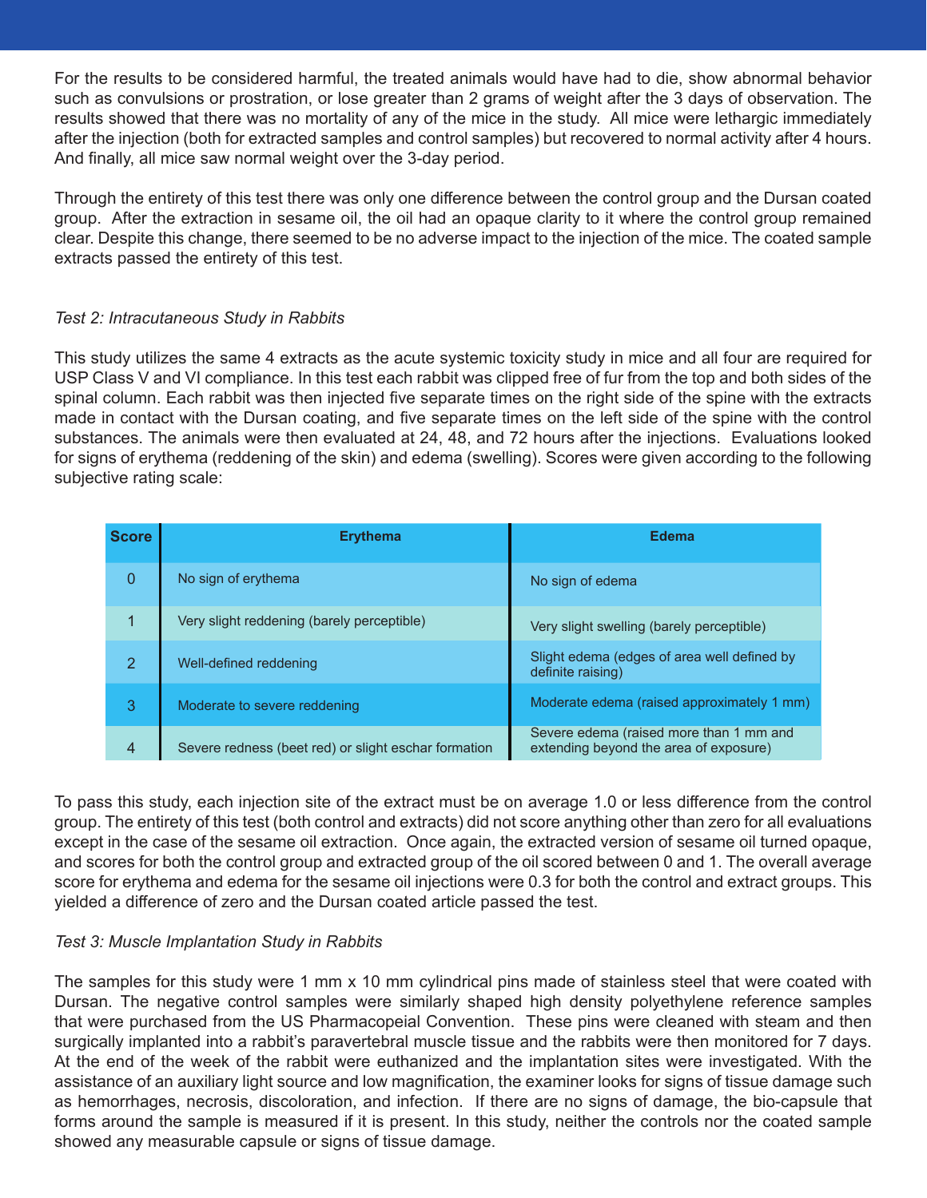For the results to be considered harmful, the treated animals would have had to die, show abnormal behavior such as convulsions or prostration, or lose greater than 2 grams of weight after the 3 days of observation. The results showed that there was no mortality of any of the mice in the study. All mice were lethargic immediately after the injection (both for extracted samples and control samples) but recovered to normal activity after 4 hours. And finally, all mice saw normal weight over the 3-day period.

Through the entirety of this test there was only one difference between the control group and the Dursan coated group. After the extraction in sesame oil, the oil had an opaque clarity to it where the control group remained clear. Despite this change, there seemed to be no adverse impact to the injection of the mice. The coated sample extracts passed the entirety of this test.

*Test 2: Intracutaneous Study in Rabbits*

This study utilizes the same 4 extracts as the acute systemic toxicity study in mice and all four are required for USP Class V and VI compliance. In this test each rabbit was clipped free of fur from the top and both sides of the spinal column. Each rabbit was then injected five separate times on the right side of the spine with the extracts made in contact with the Dursan coating, and five separate times on the left side of the spine with the control substances. The animals were then evaluated at 24, 48, and 72 hours after the injections. Evaluations looked for signs of erythema (reddening of the skin) and edema (swelling). Scores were given according to the following subjective rating scale:

| Score | Erythema | Edema |
|---|---|---|
| 0 | No sign of erythema | No sign of edema |
| 1 | Very slight reddening (barely perceptible) | Very slight swelling (barely perceptible) |
| 2 | Well-defined reddening | Slight edema (edges of area well defined by definite raising) |
| 3 | Moderate to severe reddening | Moderate edema (raised approximately 1 mm) |
| 4 | Severe redness (beet red) or slight eschar formation | Severe edema (raised more than 1 mm and extending beyond the area of exposure) |

To pass this study, each injection site of the extract must be on average 1.0 or less difference from the control group. The entirety of this test (both control and extracts) did not score anything other than zero for all evaluations except in the case of the sesame oil extraction. Once again, the extracted version of sesame oil turned opaque, and scores for both the control group and extracted group of the oil scored between 0 and 1. The overall average score for erythema and edema for the sesame oil injections were 0.3 for both the control and extract groups. This yielded a difference of zero and the Dursan coated article passed the test.

*Test 3: Muscle Implantation Study in Rabbits*

The samples for this study were 1 mm x 10 mm cylindrical pins made of stainless steel that were coated with Dursan. The negative control samples were similarly shaped high density polyethylene reference samples that were purchased from the US Pharmacopeial Convention. These pins were cleaned with steam and then surgically implanted into a rabbit's paravertebral muscle tissue and the rabbits were then monitored for 7 days. At the end of the week of the rabbit were euthanized and the implantation sites were investigated. With the assistance of an auxiliary light source and low magnification, the examiner looks for signs of tissue damage such as hemorrhages, necrosis, discoloration, and infection. If there are no signs of damage, the bio-capsule that forms around the sample is measured if it is present. In this study, neither the controls nor the coated sample showed any measurable capsule or signs of tissue damage.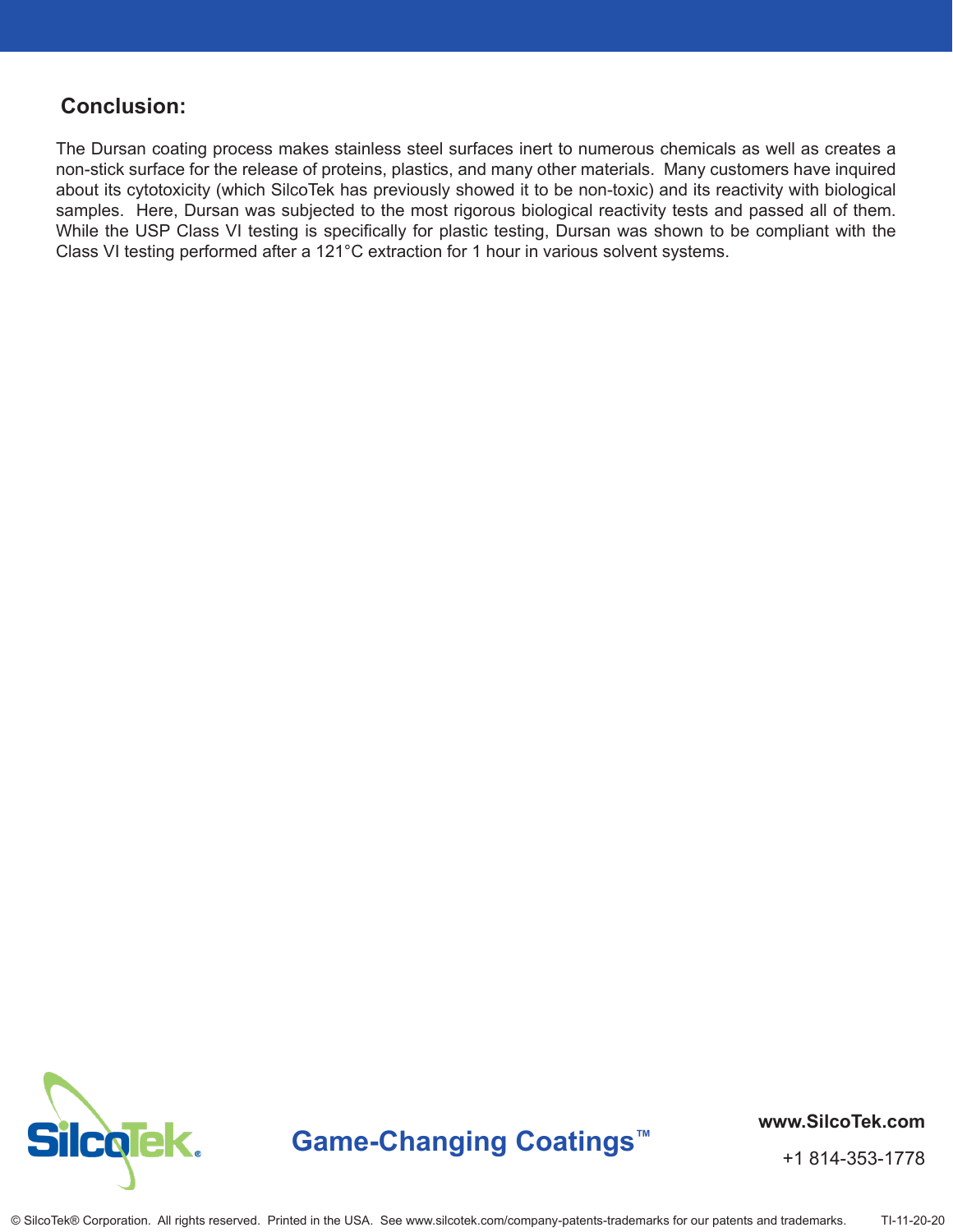## Conclusion:

The Dursan coating process makes stainless steel surfaces inert to numerous chemicals as well as creates a non-stick surface for the release of proteins, plastics, and many other materials. Many customers have inquired about its cytotoxicity (which SilcoTek has previously showed it to be non-toxic) and its reactivity with biological samples. Here, Dursan was subjected to the most rigorous biological reactivity tests and passed all of them. While the USP Class VI testing is specifically for plastic testing, Dursan was shown to be compliant with the Class VI testing performed after a 121°C extraction for 1 hour in various solvent systems.

SilcoTek®

**Game-Changing Coatings™**

**www.SilcoTek.com**

+1 814-353-1778

© SilcoTek® Corporation. All rights reserved. Printed in the USA. See www.silcotek.com/company-patents-trademarks for our patents and trademarks. TI-11-20-20